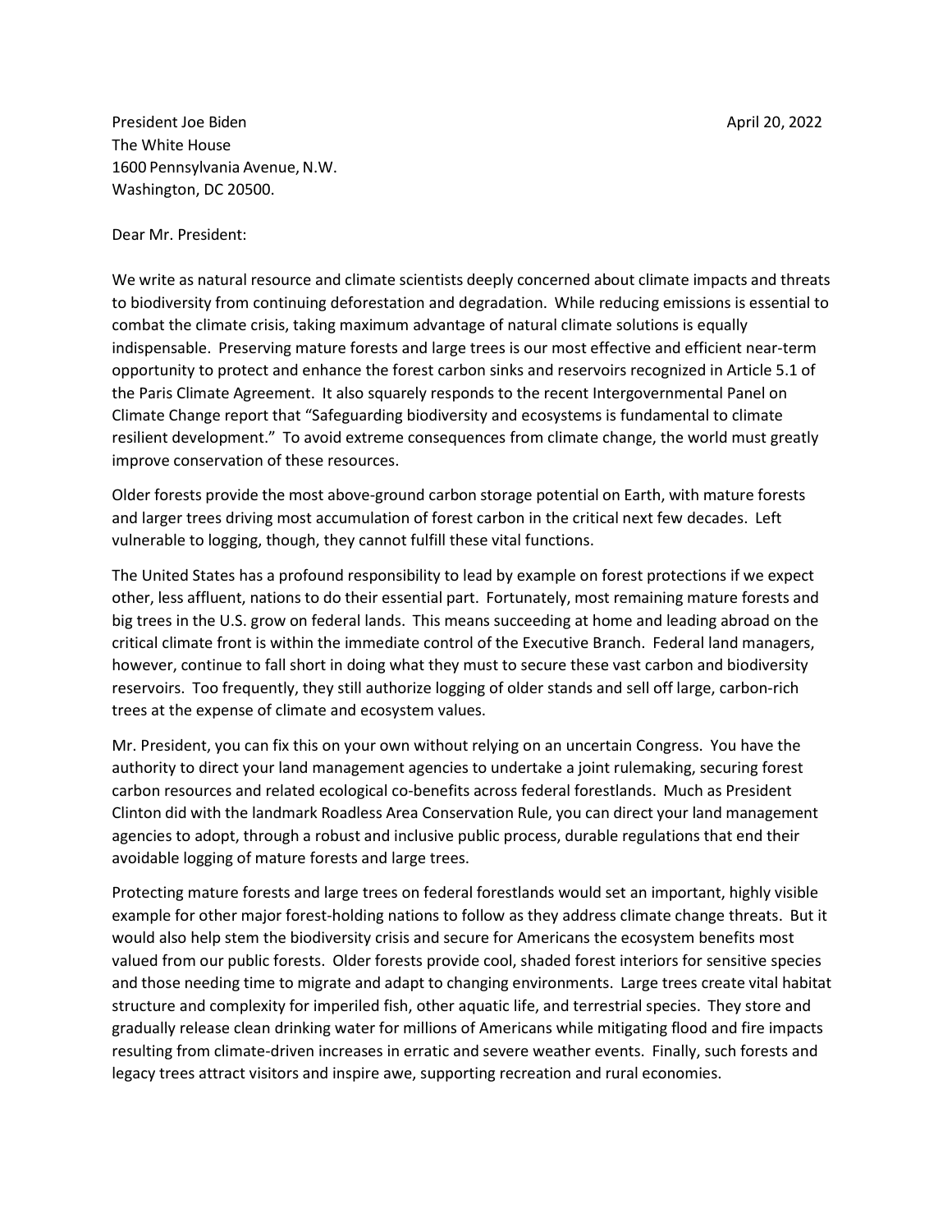President Joe Biden
The White House
1600 Pennsylvania Avenue, N.W.
Washington, DC 20500.

April 20, 2022

Dear Mr. President:

We write as natural resource and climate scientists deeply concerned about climate impacts and threats to biodiversity from continuing deforestation and degradation. While reducing emissions is essential to combat the climate crisis, taking maximum advantage of natural climate solutions is equally indispensable. Preserving mature forests and large trees is our most effective and efficient near-term opportunity to protect and enhance the forest carbon sinks and reservoirs recognized in Article 5.1 of the Paris Climate Agreement. It also squarely responds to the recent Intergovernmental Panel on Climate Change report that "Safeguarding biodiversity and ecosystems is fundamental to climate resilient development." To avoid extreme consequences from climate change, the world must greatly improve conservation of these resources.

Older forests provide the most above-ground carbon storage potential on Earth, with mature forests and larger trees driving most accumulation of forest carbon in the critical next few decades. Left vulnerable to logging, though, they cannot fulfill these vital functions.

The United States has a profound responsibility to lead by example on forest protections if we expect other, less affluent, nations to do their essential part. Fortunately, most remaining mature forests and big trees in the U.S. grow on federal lands. This means succeeding at home and leading abroad on the critical climate front is within the immediate control of the Executive Branch. Federal land managers, however, continue to fall short in doing what they must to secure these vast carbon and biodiversity reservoirs. Too frequently, they still authorize logging of older stands and sell off large, carbon-rich trees at the expense of climate and ecosystem values.

Mr. President, you can fix this on your own without relying on an uncertain Congress. You have the authority to direct your land management agencies to undertake a joint rulemaking, securing forest carbon resources and related ecological co-benefits across federal forestlands. Much as President Clinton did with the landmark Roadless Area Conservation Rule, you can direct your land management agencies to adopt, through a robust and inclusive public process, durable regulations that end their avoidable logging of mature forests and large trees.

Protecting mature forests and large trees on federal forestlands would set an important, highly visible example for other major forest-holding nations to follow as they address climate change threats. But it would also help stem the biodiversity crisis and secure for Americans the ecosystem benefits most valued from our public forests. Older forests provide cool, shaded forest interiors for sensitive species and those needing time to migrate and adapt to changing environments. Large trees create vital habitat structure and complexity for imperiled fish, other aquatic life, and terrestrial species. They store and gradually release clean drinking water for millions of Americans while mitigating flood and fire impacts resulting from climate-driven increases in erratic and severe weather events. Finally, such forests and legacy trees attract visitors and inspire awe, supporting recreation and rural economies.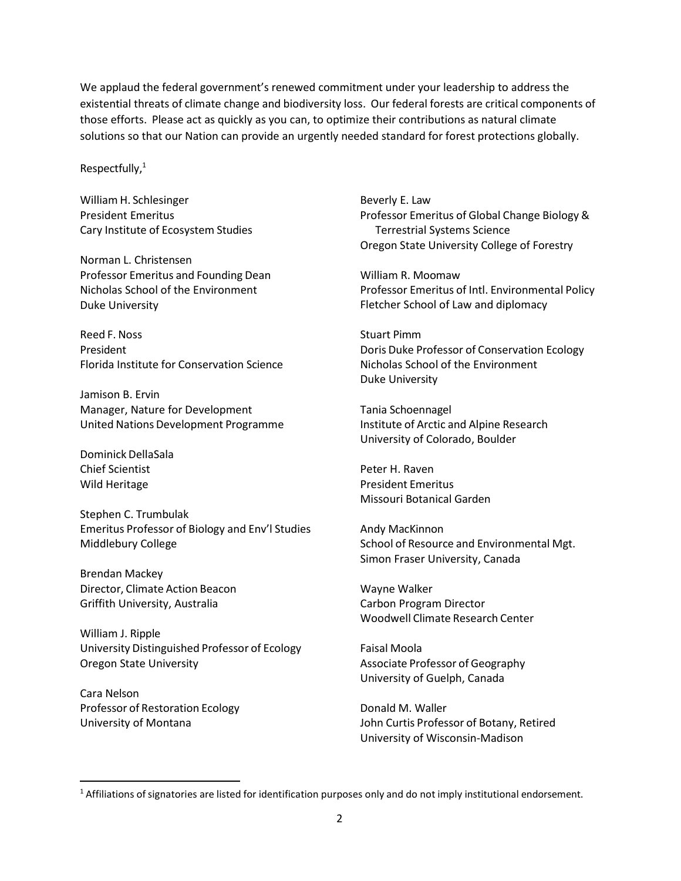We applaud the federal government's renewed commitment under your leadership to address the existential threats of climate change and biodiversity loss. Our federal forests are critical components of those efforts. Please act as quickly as you can, to optimize their contributions as natural climate solutions so that our Nation can provide an urgently needed standard for forest protections globally.

Respectfully,[1]

William H. Schlesinger
President Emeritus
Cary Institute of Ecosystem Studies

Norman L. Christensen
Professor Emeritus and Founding Dean
Nicholas School of the Environment
Duke University

Reed F. Noss
President
Florida Institute for Conservation Science

Jamison B. Ervin
Manager, Nature for Development
United Nations Development Programme

Dominick DellaSala
Chief Scientist
Wild Heritage

Stephen C. Trumbulak
Emeritus Professor of Biology and Env'l Studies
Middlebury College

Brendan Mackey
Director, Climate Action Beacon
Griffith University, Australia

William J. Ripple
University Distinguished Professor of Ecology
Oregon State University

Cara Nelson
Professor of Restoration Ecology
University of Montana

Beverly E. Law
Professor Emeritus of Global Change Biology & Terrestrial Systems Science
Oregon State University College of Forestry

William R. Moomaw
Professor Emeritus of Intl. Environmental Policy
Fletcher School of Law and diplomacy

Stuart Pimm
Doris Duke Professor of Conservation Ecology
Nicholas School of the Environment
Duke University

Tania Schoennagel
Institute of Arctic and Alpine Research
University of Colorado, Boulder

Peter H. Raven
President Emeritus
Missouri Botanical Garden

Andy MacKinnon
School of Resource and Environmental Mgt.
Simon Fraser University, Canada

Wayne Walker
Carbon Program Director
Woodwell Climate Research Center

Faisal Moola
Associate Professor of Geography
University of Guelph, Canada

Donald M. Waller
John Curtis Professor of Botany, Retired
University of Wisconsin-Madison

---

[1] Affiliations of signatories are listed for identification purposes only and do not imply institutional endorsement.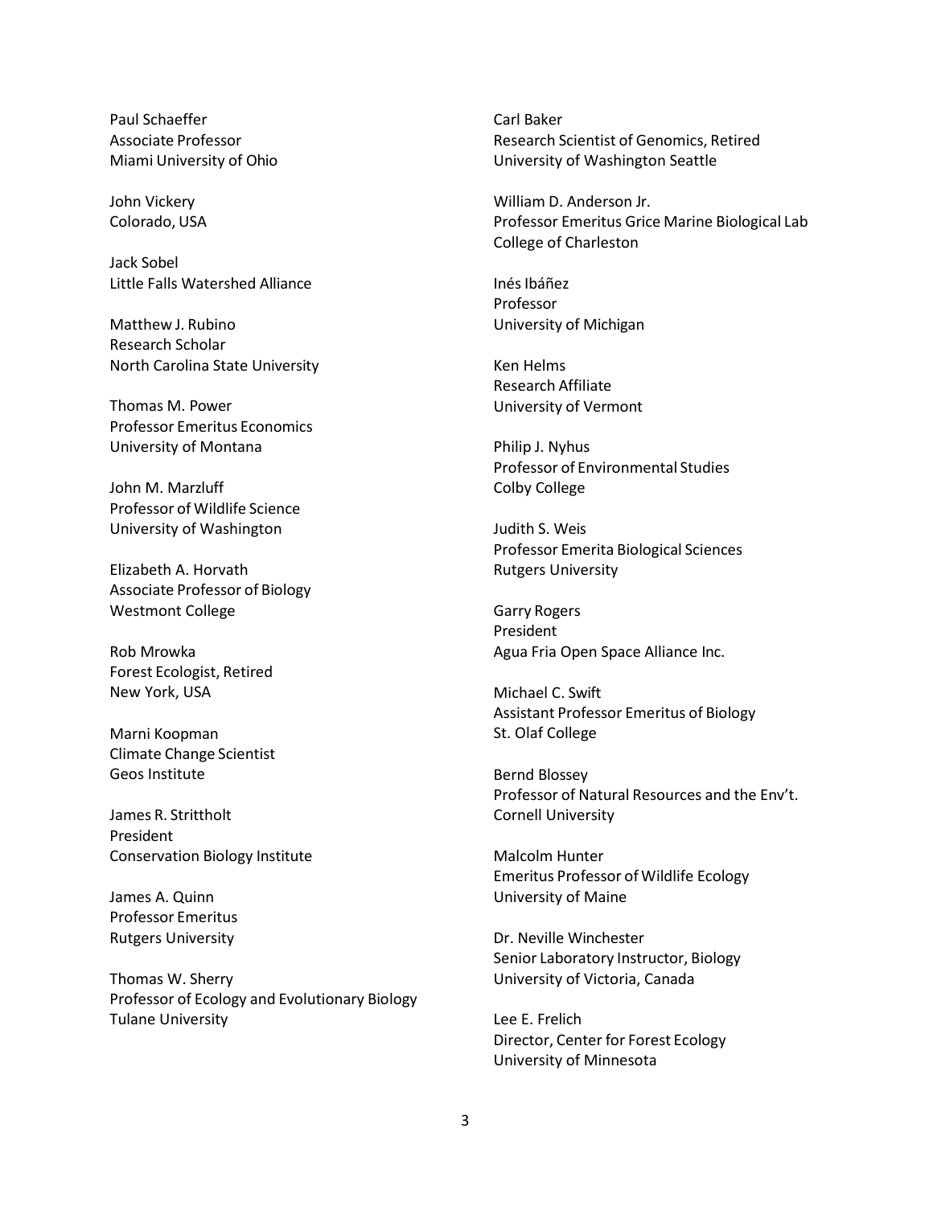Paul Schaeffer
Associate Professor
Miami University of Ohio

John Vickery
Colorado, USA

Jack Sobel
Little Falls Watershed Alliance

Matthew J. Rubino
Research Scholar
North Carolina State University

Thomas M. Power
Professor Emeritus Economics
University of Montana

John M. Marzluff
Professor of Wildlife Science
University of Washington

Elizabeth A. Horvath
Associate Professor of Biology
Westmont College

Rob Mrowka
Forest Ecologist, Retired
New York, USA

Marni Koopman
Climate Change Scientist
Geos Institute

James R. Strittholt
President
Conservation Biology Institute

James A. Quinn
Professor Emeritus
Rutgers University

Thomas W. Sherry
Professor of Ecology and Evolutionary Biology
Tulane University

Carl Baker
Research Scientist of Genomics, Retired
University of Washington Seattle

William D. Anderson Jr.
Professor Emeritus Grice Marine Biological Lab
College of Charleston

Inés Ibáñez
Professor
University of Michigan

Ken Helms
Research Affiliate
University of Vermont

Philip J. Nyhus
Professor of Environmental Studies
Colby College

Judith S. Weis
Professor Emerita Biological Sciences
Rutgers University

Garry Rogers
President
Agua Fria Open Space Alliance Inc.

Michael C. Swift
Assistant Professor Emeritus of Biology
St. Olaf College

Bernd Blossey
Professor of Natural Resources and the Env't.
Cornell University

Malcolm Hunter
Emeritus Professor of Wildlife Ecology
University of Maine

Dr. Neville Winchester
Senior Laboratory Instructor, Biology
University of Victoria, Canada

Lee E. Frelich
Director, Center for Forest Ecology
University of Minnesota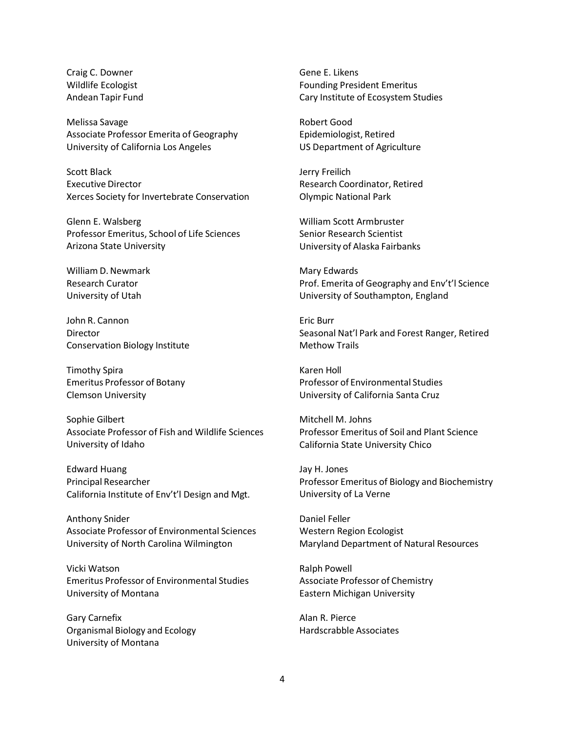Craig C. Downer
Wildlife Ecologist
Andean Tapir Fund

Melissa Savage
Associate Professor Emerita of Geography
University of California Los Angeles

Scott Black
Executive Director
Xerces Society for Invertebrate Conservation

Glenn E. Walsberg
Professor Emeritus, School of Life Sciences
Arizona State University

William D. Newmark
Research Curator
University of Utah

John R. Cannon
Director
Conservation Biology Institute

Timothy Spira
Emeritus Professor of Botany
Clemson University

Sophie Gilbert
Associate Professor of Fish and Wildlife Sciences
University of Idaho

Edward Huang
Principal Researcher
California Institute of Env't'l Design and Mgt.

Anthony Snider
Associate Professor of Environmental Sciences
University of North Carolina Wilmington

Vicki Watson
Emeritus Professor of Environmental Studies
University of Montana

Gary Carnefix
Organismal Biology and Ecology
University of Montana

Gene E. Likens
Founding President Emeritus
Cary Institute of Ecosystem Studies

Robert Good
Epidemiologist, Retired
US Department of Agriculture

Jerry Freilich
Research Coordinator, Retired
Olympic National Park

William Scott Armbruster
Senior Research Scientist
University of Alaska Fairbanks

Mary Edwards
Prof. Emerita of Geography and Env't'l Science
University of Southampton, England

Eric Burr
Seasonal Nat'l Park and Forest Ranger, Retired
Methow Trails

Karen Holl
Professor of Environmental Studies
University of California Santa Cruz

Mitchell M. Johns
Professor Emeritus of Soil and Plant Science
California State University Chico

Jay H. Jones
Professor Emeritus of Biology and Biochemistry
University of La Verne

Daniel Feller
Western Region Ecologist
Maryland Department of Natural Resources

Ralph Powell
Associate Professor of Chemistry
Eastern Michigan University

Alan R. Pierce
Hardscrabble Associates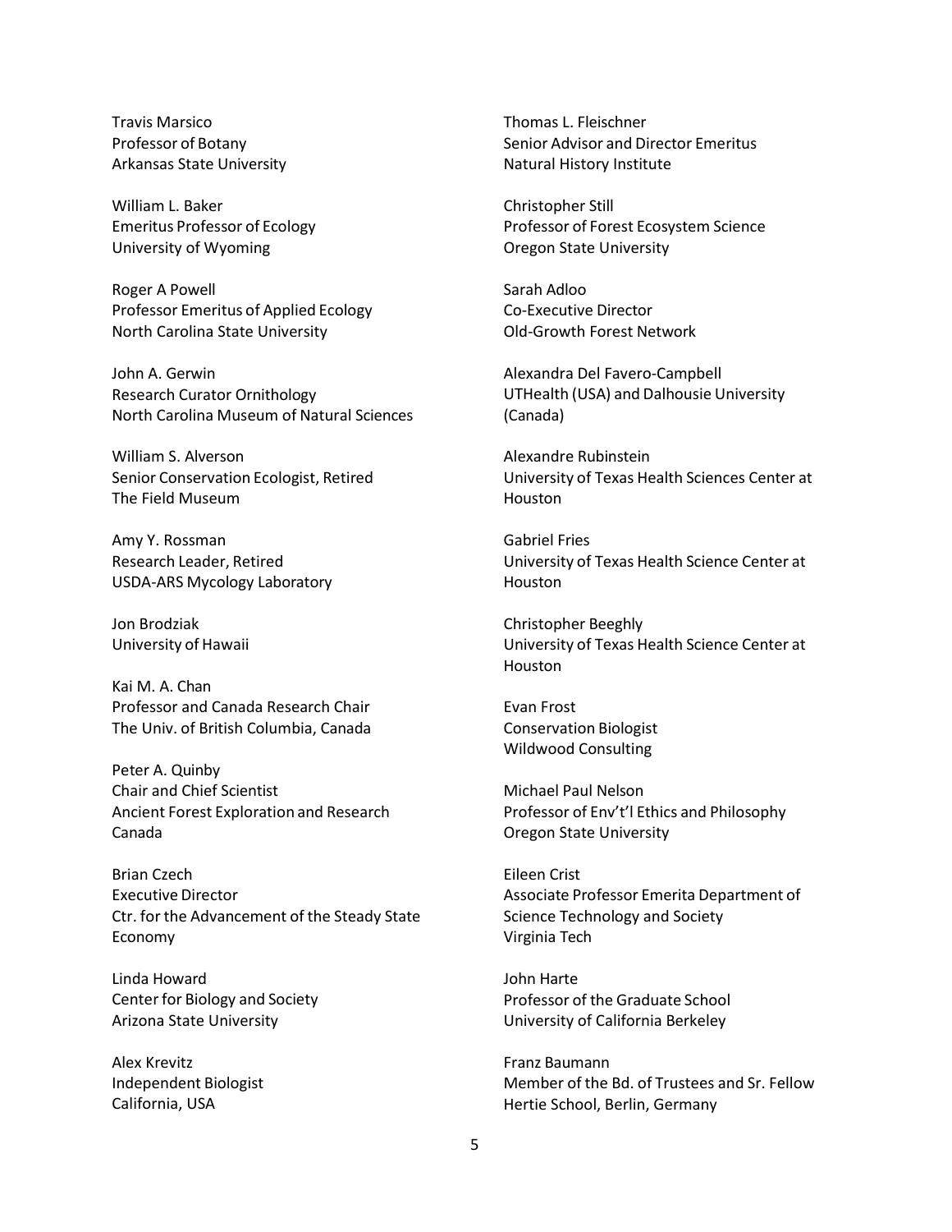Travis Marsico
Professor of Botany
Arkansas State University

William L. Baker
Emeritus Professor of Ecology
University of Wyoming

Roger A Powell
Professor Emeritus of Applied Ecology
North Carolina State University

John A. Gerwin
Research Curator Ornithology
North Carolina Museum of Natural Sciences

William S. Alverson
Senior Conservation Ecologist, Retired
The Field Museum

Amy Y. Rossman
Research Leader, Retired
USDA-ARS Mycology Laboratory

Jon Brodziak
University of Hawaii

Kai M. A. Chan
Professor and Canada Research Chair
The Univ. of British Columbia, Canada

Peter A. Quinby
Chair and Chief Scientist
Ancient Forest Exploration and Research
Canada

Brian Czech
Executive Director
Ctr. for the Advancement of the Steady State Economy

Linda Howard
Center for Biology and Society
Arizona State University

Alex Krevitz
Independent Biologist
California, USA

Thomas L. Fleischner
Senior Advisor and Director Emeritus
Natural History Institute

Christopher Still
Professor of Forest Ecosystem Science
Oregon State University

Sarah Adloo
Co-Executive Director
Old-Growth Forest Network

Alexandra Del Favero-Campbell
UTHealth (USA) and Dalhousie University (Canada)

Alexandre Rubinstein
University of Texas Health Sciences Center at Houston

Gabriel Fries
University of Texas Health Science Center at Houston

Christopher Beeghly
University of Texas Health Science Center at Houston

Evan Frost
Conservation Biologist
Wildwood Consulting

Michael Paul Nelson
Professor of Env't'l Ethics and Philosophy
Oregon State University

Eileen Crist
Associate Professor Emerita Department of Science Technology and Society
Virginia Tech

John Harte
Professor of the Graduate School
University of California Berkeley

Franz Baumann
Member of the Bd. of Trustees and Sr. Fellow
Hertie School, Berlin, Germany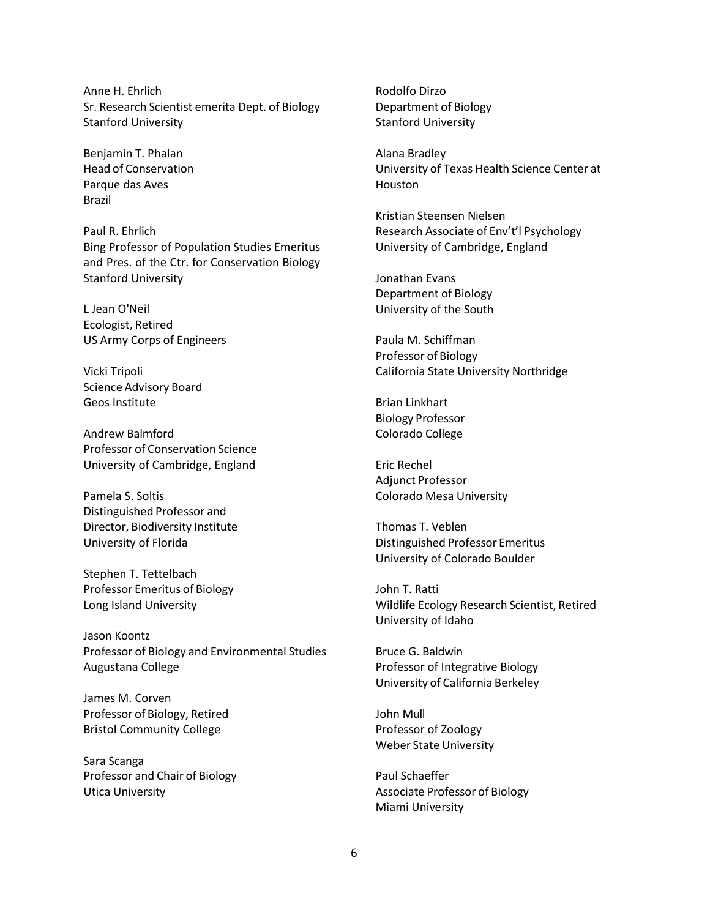Anne H. Ehrlich
Sr. Research Scientist emerita Dept. of Biology
Stanford University

Benjamin T. Phalan
Head of Conservation
Parque das Aves
Brazil

Paul R. Ehrlich
Bing Professor of Population Studies Emeritus
and Pres. of the Ctr. for Conservation Biology
Stanford University

L Jean O'Neil
Ecologist, Retired
US Army Corps of Engineers

Vicki Tripoli
Science Advisory Board
Geos Institute

Andrew Balmford
Professor of Conservation Science
University of Cambridge, England

Pamela S. Soltis
Distinguished Professor and
Director, Biodiversity Institute
University of Florida

Stephen T. Tettelbach
Professor Emeritus of Biology
Long Island University

Jason Koontz
Professor of Biology and Environmental Studies
Augustana College

James M. Corven
Professor of Biology, Retired
Bristol Community College

Sara Scanga
Professor and Chair of Biology
Utica University

Rodolfo Dirzo
Department of Biology
Stanford University

Alana Bradley
University of Texas Health Science Center at
Houston

Kristian Steensen Nielsen
Research Associate of Env't'l Psychology
University of Cambridge, England

Jonathan Evans
Department of Biology
University of the South

Paula M. Schiffman
Professor of Biology
California State University Northridge

Brian Linkhart
Biology Professor
Colorado College

Eric Rechel
Adjunct Professor
Colorado Mesa University

Thomas T. Veblen
Distinguished Professor Emeritus
University of Colorado Boulder

John T. Ratti
Wildlife Ecology Research Scientist, Retired
University of Idaho

Bruce G. Baldwin
Professor of Integrative Biology
University of California Berkeley

John Mull
Professor of Zoology
Weber State University

Paul Schaeffer
Associate Professor of Biology
Miami University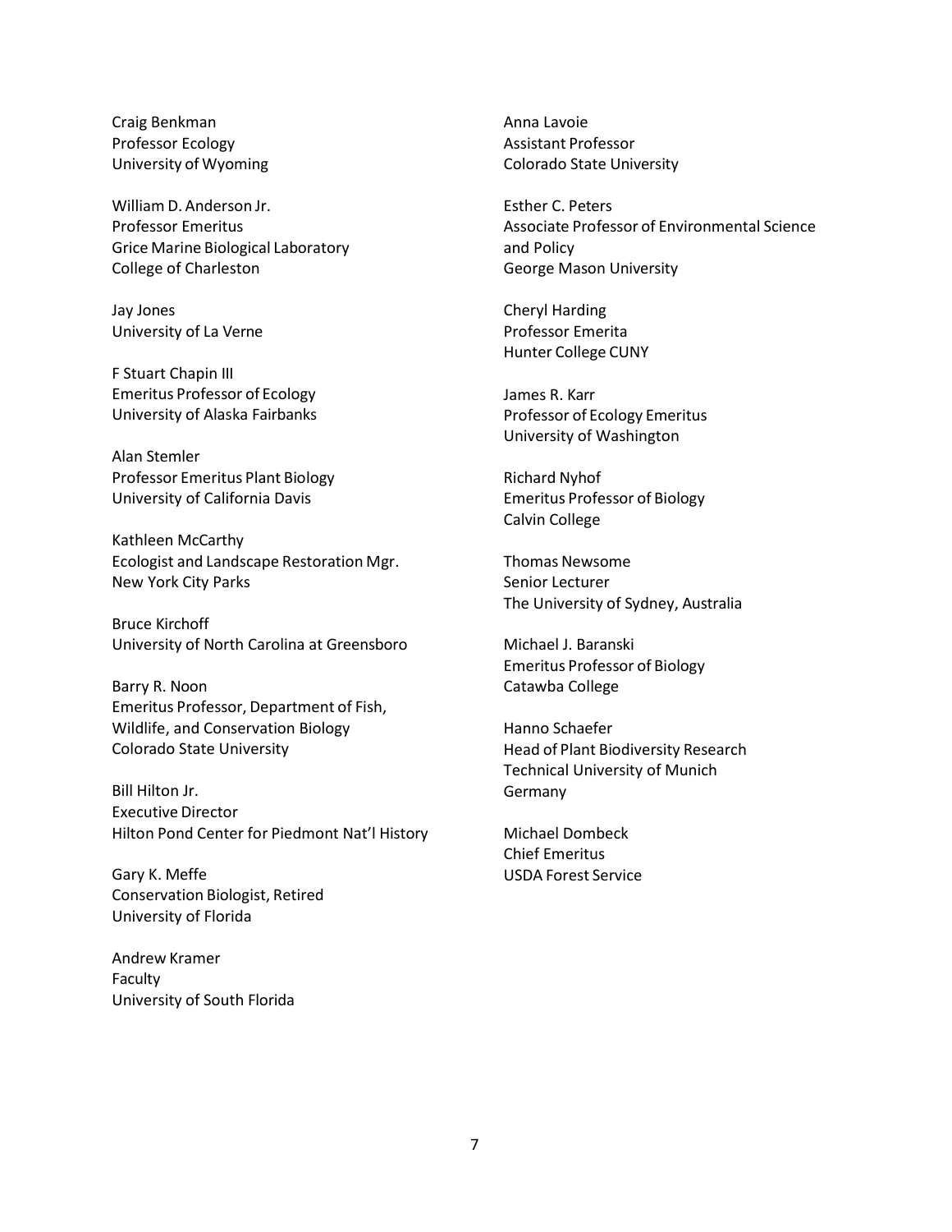Craig Benkman
Professor Ecology
University of Wyoming

William D. Anderson Jr.
Professor Emeritus
Grice Marine Biological Laboratory
College of Charleston

Jay Jones
University of La Verne

F Stuart Chapin III
Emeritus Professor of Ecology
University of Alaska Fairbanks

Alan Stemler
Professor Emeritus Plant Biology
University of California Davis

Kathleen McCarthy
Ecologist and Landscape Restoration Mgr.
New York City Parks

Bruce Kirchoff
University of North Carolina at Greensboro

Barry R. Noon
Emeritus Professor, Department of Fish, Wildlife, and Conservation Biology
Colorado State University

Bill Hilton Jr.
Executive Director
Hilton Pond Center for Piedmont Nat'l History

Gary K. Meffe
Conservation Biologist, Retired
University of Florida

Andrew Kramer
Faculty
University of South Florida

Anna Lavoie
Assistant Professor
Colorado State University

Esther C. Peters
Associate Professor of Environmental Science and Policy
George Mason University

Cheryl Harding
Professor Emerita
Hunter College CUNY

James R. Karr
Professor of Ecology Emeritus
University of Washington

Richard Nyhof
Emeritus Professor of Biology
Calvin College

Thomas Newsome
Senior Lecturer
The University of Sydney, Australia

Michael J. Baranski
Emeritus Professor of Biology
Catawba College

Hanno Schaefer
Head of Plant Biodiversity Research
Technical University of Munich
Germany

Michael Dombeck
Chief Emeritus
USDA Forest Service